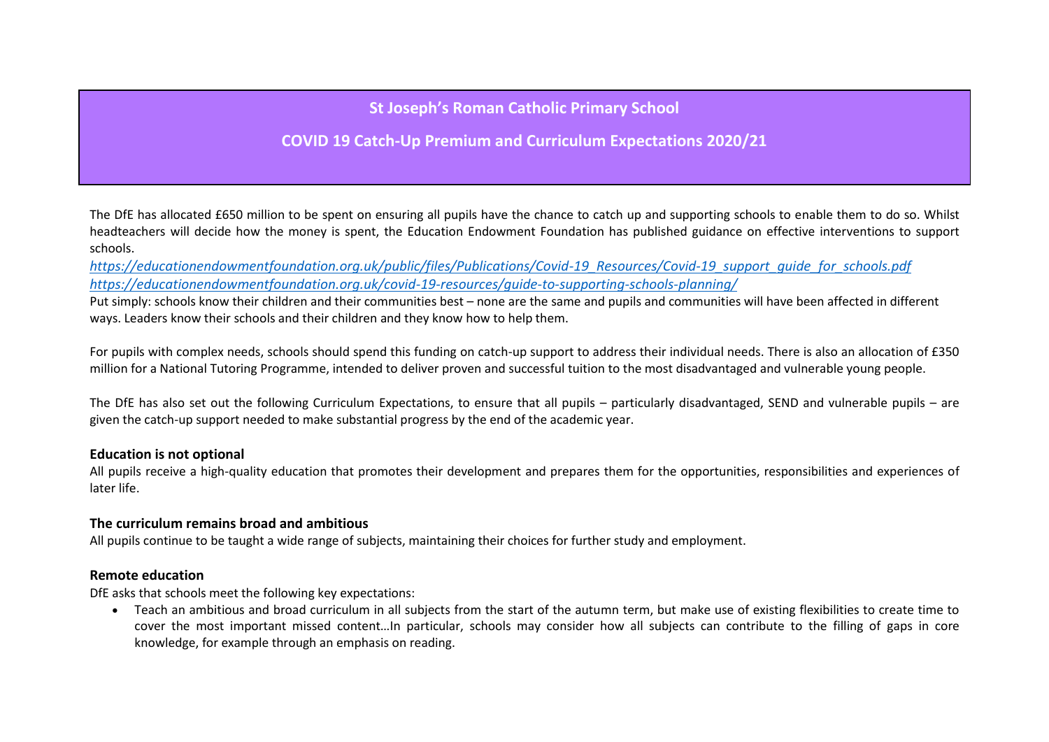# St Joseph's Roman Catholic Primary School

## COVID 19 Catch-Up Premium and Curriculum Expectations 2020/21

The DfE has allocated £650 million to be spent on ensuring all pupils have the chance to catch up and supporting schools to enable them to do so. Whilst headteachers will decide how the money is spent, the Education Endowment Foundation has published guidance on effective interventions to support schools.

*https://educationendowmentfoundation.org.uk/public/files/Publications/Covid-19_Resources/Covid-19_support_guide_for_schools.pdf*
*https://educationendowmentfoundation.org.uk/covid-19-resources/guide-to-supporting-schools-planning/*

Put simply: schools know their children and their communities best – none are the same and pupils and communities will have been affected in different ways. Leaders know their schools and their children and they know how to help them.

For pupils with complex needs, schools should spend this funding on catch-up support to address their individual needs. There is also an allocation of £350 million for a National Tutoring Programme, intended to deliver proven and successful tuition to the most disadvantaged and vulnerable young people.

The DfE has also set out the following Curriculum Expectations, to ensure that all pupils – particularly disadvantaged, SEND and vulnerable pupils – are given the catch-up support needed to make substantial progress by the end of the academic year.

**Education is not optional**

All pupils receive a high-quality education that promotes their development and prepares them for the opportunities, responsibilities and experiences of later life.

**The curriculum remains broad and ambitious**

All pupils continue to be taught a wide range of subjects, maintaining their choices for further study and employment.

**Remote education**

DfE asks that schools meet the following key expectations:

- Teach an ambitious and broad curriculum in all subjects from the start of the autumn term, but make use of existing flexibilities to create time to cover the most important missed content…In particular, schools may consider how all subjects can contribute to the filling of gaps in core knowledge, for example through an emphasis on reading.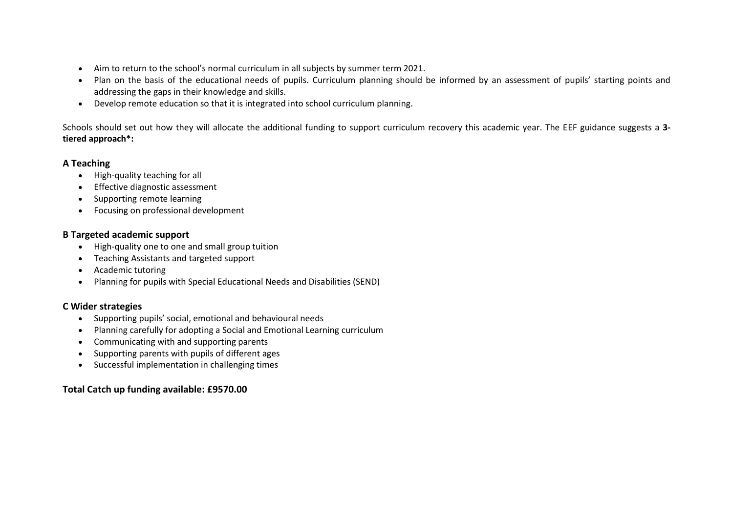- Aim to return to the school's normal curriculum in all subjects by summer term 2021.
- Plan on the basis of the educational needs of pupils. Curriculum planning should be informed by an assessment of pupils' starting points and addressing the gaps in their knowledge and skills.
- Develop remote education so that it is integrated into school curriculum planning.

Schools should set out how they will allocate the additional funding to support curriculum recovery this academic year. The EEF guidance suggests a **3-tiered approach*:**

### A Teaching

- High-quality teaching for all
- Effective diagnostic assessment
- Supporting remote learning
- Focusing on professional development

### B Targeted academic support

- High-quality one to one and small group tuition
- Teaching Assistants and targeted support
- Academic tutoring
- Planning for pupils with Special Educational Needs and Disabilities (SEND)

### C Wider strategies

- Supporting pupils' social, emotional and behavioural needs
- Planning carefully for adopting a Social and Emotional Learning curriculum
- Communicating with and supporting parents
- Supporting parents with pupils of different ages
- Successful implementation in challenging times

**Total Catch up funding available: £9570.00**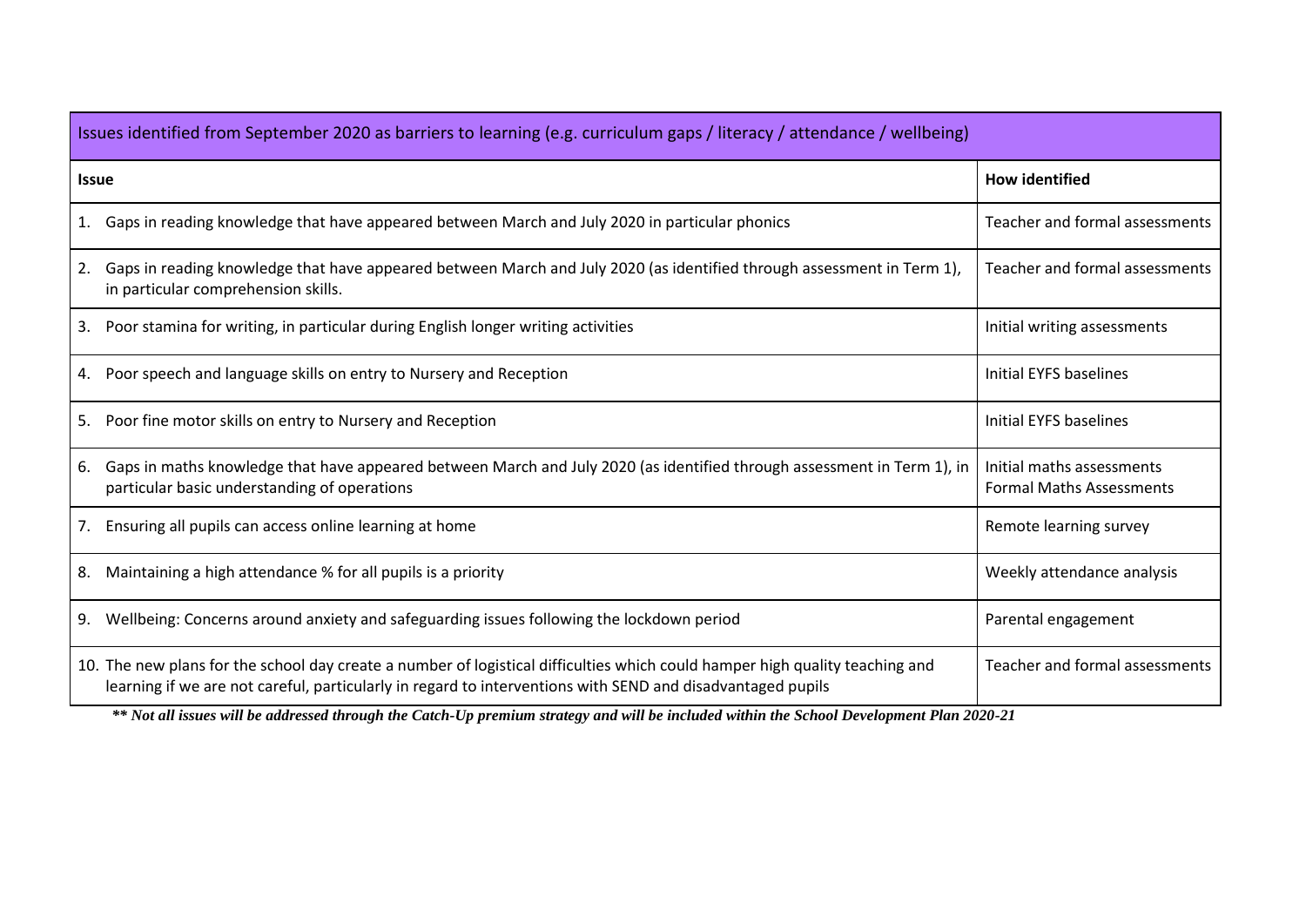| Issues identified from September 2020 as barriers to learning (e.g. curriculum gaps / literacy / attendance / wellbeing) | |
|---|---|
| **Issue** | **How identified** |
| 1. Gaps in reading knowledge that have appeared between March and July 2020 in particular phonics | Teacher and formal assessments |
| 2. Gaps in reading knowledge that have appeared between March and July 2020 (as identified through assessment in Term 1), in particular comprehension skills. | Teacher and formal assessments |
| 3. Poor stamina for writing, in particular during English longer writing activities | Initial writing assessments |
| 4. Poor speech and language skills on entry to Nursery and Reception | Initial EYFS baselines |
| 5. Poor fine motor skills on entry to Nursery and Reception | Initial EYFS baselines |
| 6. Gaps in maths knowledge that have appeared between March and July 2020 (as identified through assessment in Term 1), in particular basic understanding of operations | Initial maths assessments<br>Formal Maths Assessments |
| 7. Ensuring all pupils can access online learning at home | Remote learning survey |
| 8. Maintaining a high attendance % for all pupils is a priority | Weekly attendance analysis |
| 9. Wellbeing: Concerns around anxiety and safeguarding issues following the lockdown period | Parental engagement |
| 10. The new plans for the school day create a number of logistical difficulties which could hamper high quality teaching and learning if we are not careful, particularly in regard to interventions with SEND and disadvantaged pupils | Teacher and formal assessments |

***\*\* Not all issues will be addressed through the Catch-Up premium strategy and will be included within the School Development Plan 2020-21***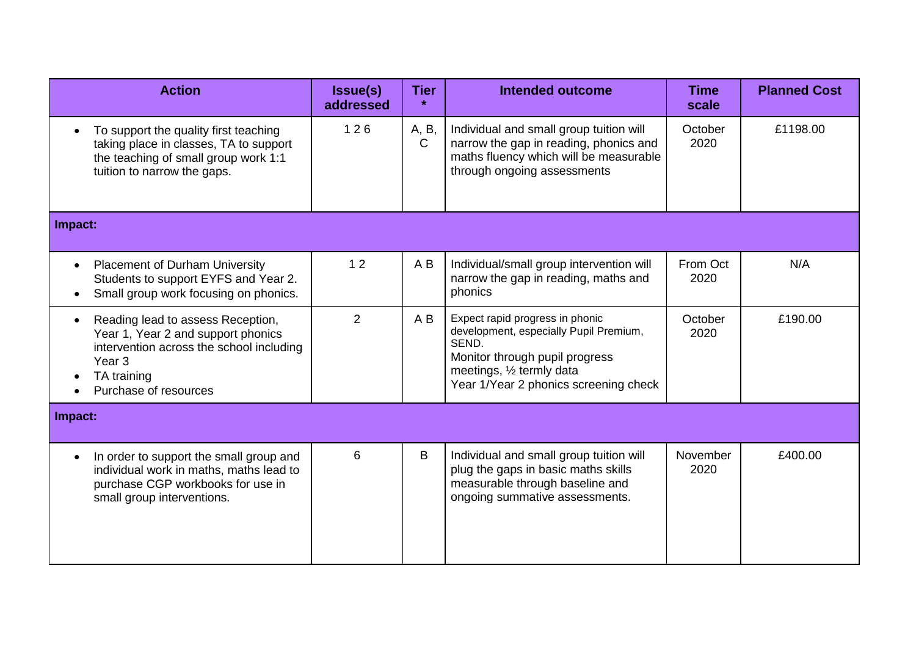| Action | Issue(s) addressed | Tier * | Intended outcome | Time scale | Planned Cost |
|---|---|---|---|---|---|
| • To support the quality first teaching taking place in classes, TA to support the teaching of small group work 1:1 tuition to narrow the gaps. | 1 2 6 | A, B, C | Individual and small group tuition will narrow the gap in reading, phonics and maths fluency which will be measurable through ongoing assessments | October 2020 | £1198.00 |
| **Impact:** | | | | | |
| • Placement of Durham University Students to support EYFS and Year 2.<br>• Small group work focusing on phonics. | 1 2 | A B | Individual/small group intervention will narrow the gap in reading, maths and phonics | From Oct 2020 | N/A |
| • Reading lead to assess Reception, Year 1, Year 2 and support phonics intervention across the school including Year 3<br>• TA training<br>• Purchase of resources | 2 | A B | Expect rapid progress in phonic development, especially Pupil Premium, SEND.<br>Monitor through pupil progress meetings, ½ termly data<br>Year 1/Year 2 phonics screening check | October 2020 | £190.00 |
| **Impact:** | | | | | |
| • In order to support the small group and individual work in maths, maths lead to purchase CGP workbooks for use in small group interventions. | 6 | B | Individual and small group tuition will plug the gaps in basic maths skills measurable through baseline and ongoing summative assessments. | November 2020 | £400.00 |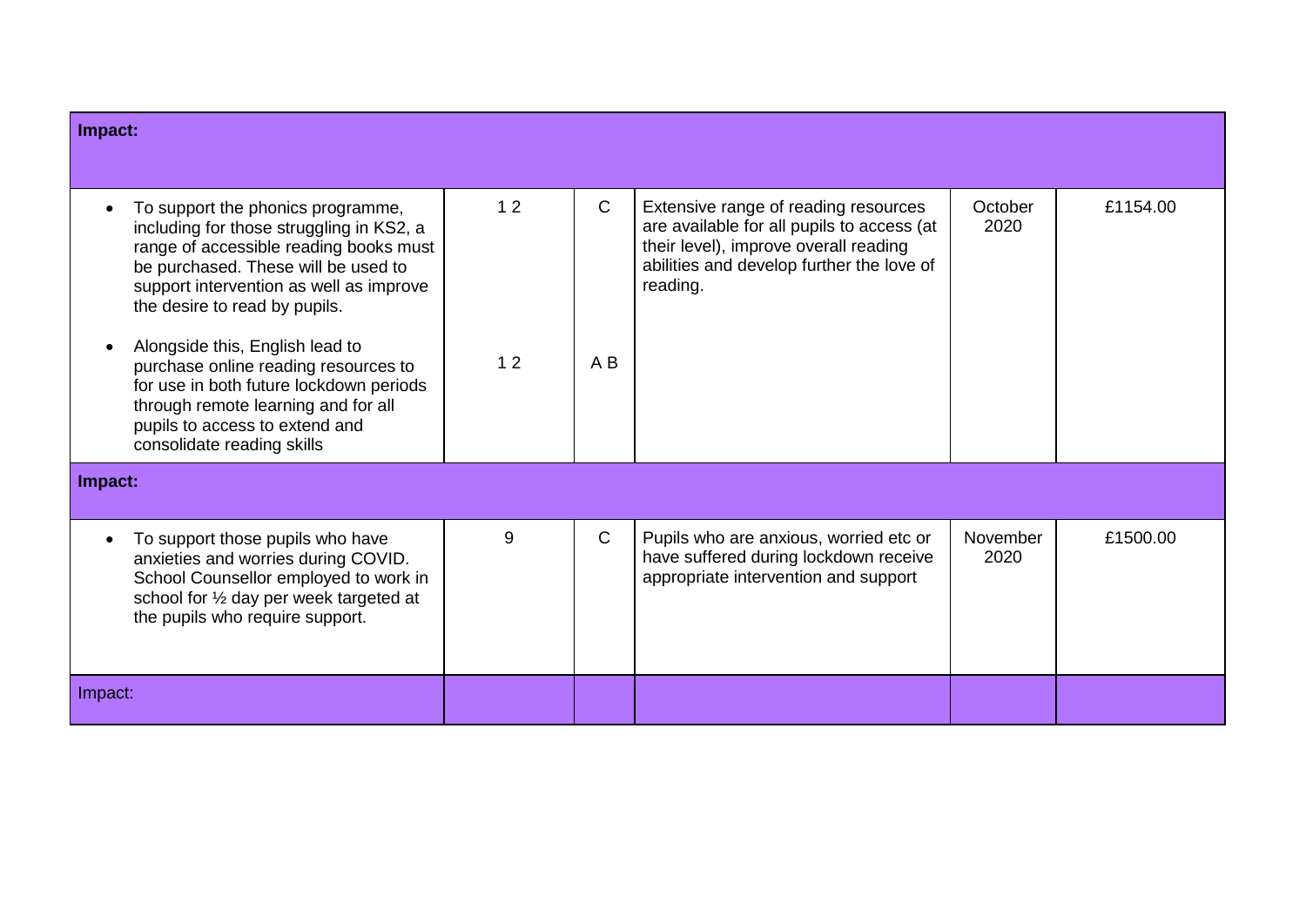| Impact: | | | | | |
|---|---|---|---|---|---|
| • To support the phonics programme, including for those struggling in KS2, a range of accessible reading books must be purchased. These will be used to support intervention as well as improve the desire to read by pupils.<br><br>• Alongside this, English lead to purchase online reading resources to for use in both future lockdown periods through remote learning and for all pupils to access to extend and consolidate reading skills | 1 2<br><br>1 2 | C<br><br>A B | Extensive range of reading resources are available for all pupils to access (at their level), improve overall reading abilities and develop further the love of reading. | October 2020 | £1154.00 |
| **Impact:** | | | | | |
| • To support those pupils who have anxieties and worries during COVID. School Counsellor employed to work in school for ½ day per week targeted at the pupils who require support. | 9 | C | Pupils who are anxious, worried etc or have suffered during lockdown receive appropriate intervention and support | November 2020 | £1500.00 |
| Impact: | | | | | |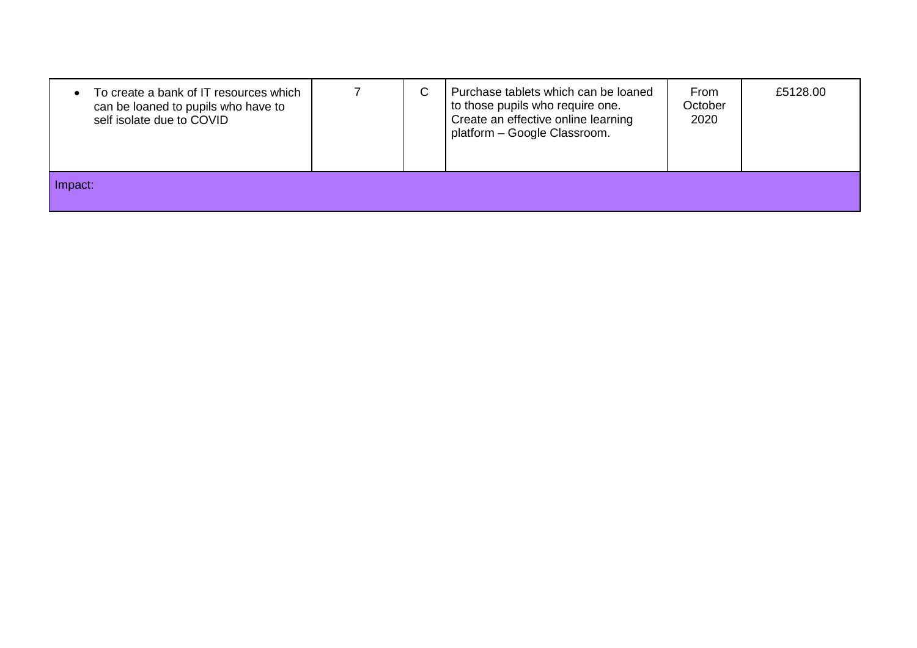| | | | | | |
|---|---|---|---|---|---|
| • To create a bank of IT resources which can be loaned to pupils who have to self isolate due to COVID | 7 | C | Purchase tablets which can be loaned to those pupils who require one. Create an effective online learning platform – Google Classroom. | From October 2020 | £5128.00 |
| Impact: | | | | | |